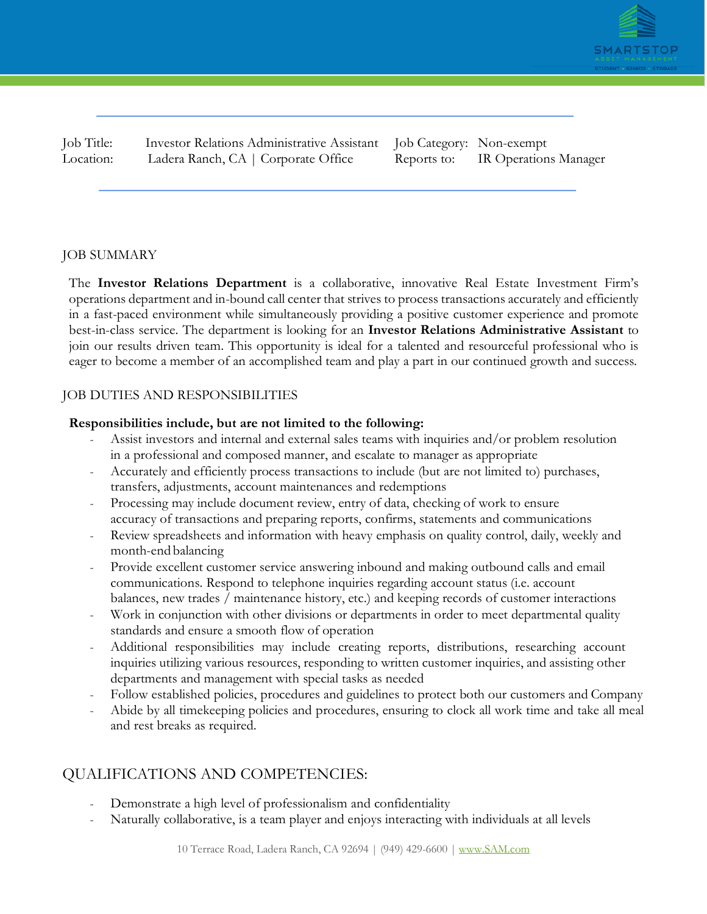| | | | |
|---|---|---|---|
| Job Title: | Investor Relations Administrative Assistant | Job Category: | Non-exempt |
| Location: | Ladera Ranch, CA \| Corporate Office | Reports to: | IR Operations Manager |

## JOB SUMMARY

The **Investor Relations Department** is a collaborative, innovative Real Estate Investment Firm's operations department and in-bound call center that strives to process transactions accurately and efficiently in a fast-paced environment while simultaneously providing a positive customer experience and promote best-in-class service. The department is looking for an **Investor Relations Administrative Assistant** to join our results driven team. This opportunity is ideal for a talented and resourceful professional who is eager to become a member of an accomplished team and play a part in our continued growth and success.

## JOB DUTIES AND RESPONSIBILITIES

**Responsibilities include, but are not limited to the following:**

- Assist investors and internal and external sales teams with inquiries and/or problem resolution in a professional and composed manner, and escalate to manager as appropriate
- Accurately and efficiently process transactions to include (but are not limited to) purchases, transfers, adjustments, account maintenances and redemptions
- Processing may include document review, entry of data, checking of work to ensure accuracy of transactions and preparing reports, confirms, statements and communications
- Review spreadsheets and information with heavy emphasis on quality control, daily, weekly and month-end balancing
- Provide excellent customer service answering inbound and making outbound calls and email communications. Respond to telephone inquiries regarding account status (i.e. account balances, new trades / maintenance history, etc.) and keeping records of customer interactions
- Work in conjunction with other divisions or departments in order to meet departmental quality standards and ensure a smooth flow of operation
- Additional responsibilities may include creating reports, distributions, researching account inquiries utilizing various resources, responding to written customer inquiries, and assisting other departments and management with special tasks as needed
- Follow established policies, procedures and guidelines to protect both our customers and Company
- Abide by all timekeeping policies and procedures, ensuring to clock all work time and take all meal and rest breaks as required.

## QUALIFICATIONS AND COMPETENCIES:

- Demonstrate a high level of professionalism and confidentiality
- Naturally collaborative, is a team player and enjoys interacting with individuals at all levels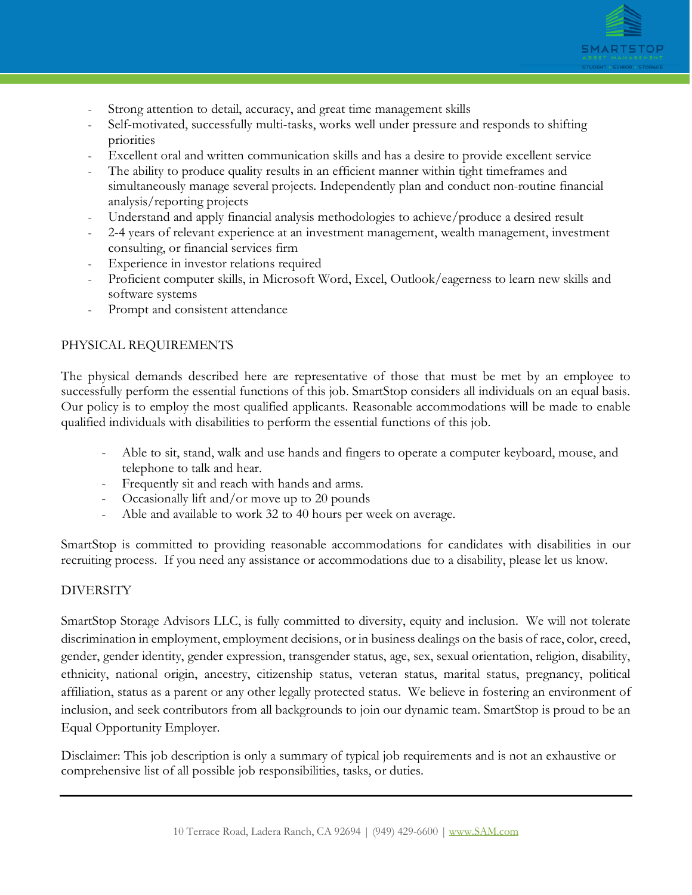- Strong attention to detail, accuracy, and great time management skills
- Self-motivated, successfully multi-tasks, works well under pressure and responds to shifting priorities
- Excellent oral and written communication skills and has a desire to provide excellent service
- The ability to produce quality results in an efficient manner within tight timeframes and simultaneously manage several projects. Independently plan and conduct non-routine financial analysis/reporting projects
- Understand and apply financial analysis methodologies to achieve/produce a desired result
- 2-4 years of relevant experience at an investment management, wealth management, investment consulting, or financial services firm
- Experience in investor relations required
- Proficient computer skills, in Microsoft Word, Excel, Outlook/eagerness to learn new skills and software systems
- Prompt and consistent attendance

## PHYSICAL REQUIREMENTS

The physical demands described here are representative of those that must be met by an employee to successfully perform the essential functions of this job. SmartStop considers all individuals on an equal basis. Our policy is to employ the most qualified applicants. Reasonable accommodations will be made to enable qualified individuals with disabilities to perform the essential functions of this job.

- Able to sit, stand, walk and use hands and fingers to operate a computer keyboard, mouse, and telephone to talk and hear.
- Frequently sit and reach with hands and arms.
- Occasionally lift and/or move up to 20 pounds
- Able and available to work 32 to 40 hours per week on average.

SmartStop is committed to providing reasonable accommodations for candidates with disabilities in our recruiting process. If you need any assistance or accommodations due to a disability, please let us know.

## DIVERSITY

SmartStop Storage Advisors LLC, is fully committed to diversity, equity and inclusion. We will not tolerate discrimination in employment, employment decisions, or in business dealings on the basis of race, color, creed, gender, gender identity, gender expression, transgender status, age, sex, sexual orientation, religion, disability, ethnicity, national origin, ancestry, citizenship status, veteran status, marital status, pregnancy, political affiliation, status as a parent or any other legally protected status. We believe in fostering an environment of inclusion, and seek contributors from all backgrounds to join our dynamic team. SmartStop is proud to be an Equal Opportunity Employer.

Disclaimer: This job description is only a summary of typical job requirements and is not an exhaustive or comprehensive list of all possible job responsibilities, tasks, or duties.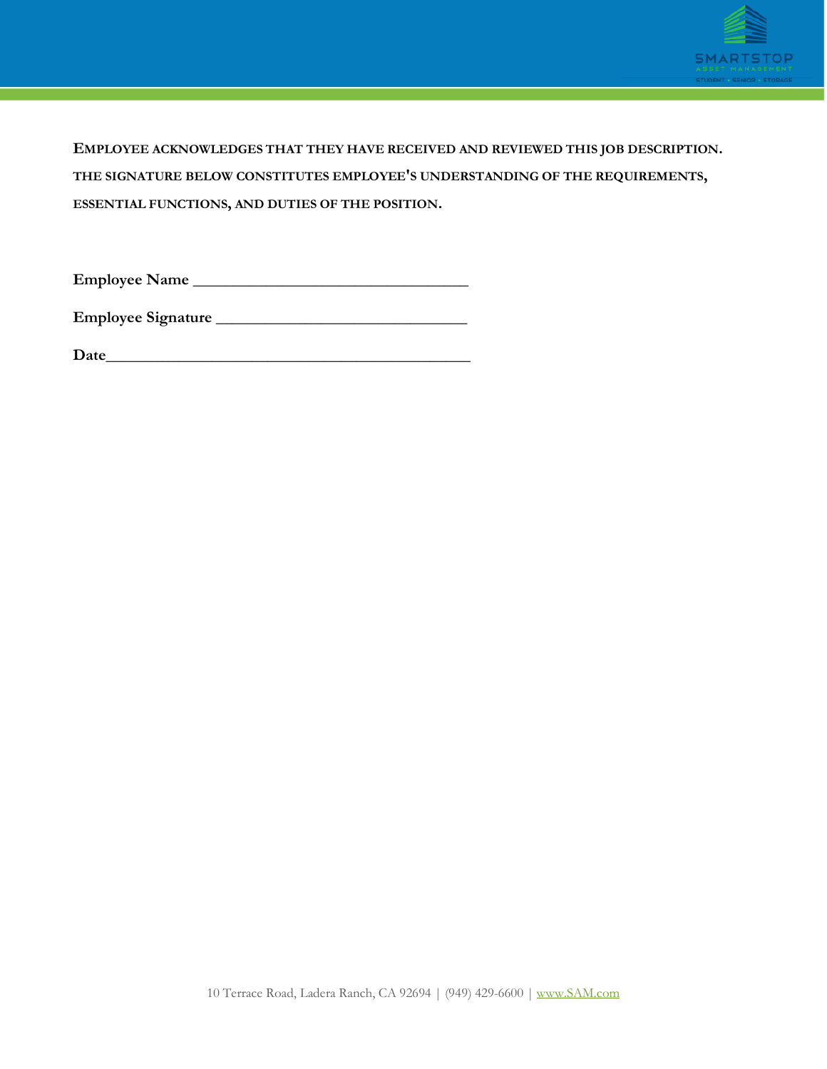**EMPLOYEE ACKNOWLEDGES THAT THEY HAVE RECEIVED AND REVIEWED THIS JOB DESCRIPTION. THE SIGNATURE BELOW CONSTITUTES EMPLOYEE'S UNDERSTANDING OF THE REQUIREMENTS, ESSENTIAL FUNCTIONS, AND DUTIES OF THE POSITION.**

**Employee Name** ___________________________________

**Employee Signature** ______________________________

**Date**_____________________________________________